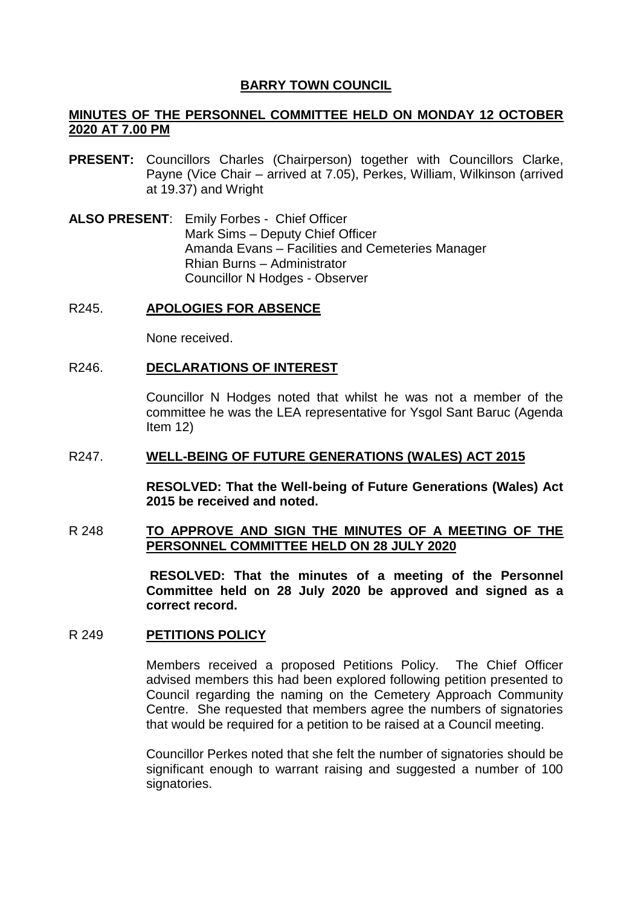# BARRY TOWN COUNCIL

## MINUTES OF THE PERSONNEL COMMITTEE HELD ON MONDAY 12 OCTOBER 2020 AT 7.00 PM

**PRESENT:** Councillors Charles (Chairperson) together with Councillors Clarke, Payne (Vice Chair – arrived at 7.05), Perkes, William, Wilkinson (arrived at 19.37) and Wright

**ALSO PRESENT**: Emily Forbes - Chief Officer
Mark Sims – Deputy Chief Officer
Amanda Evans – Facilities and Cemeteries Manager
Rhian Burns – Administrator
Councillor N Hodges - Observer

### R245. APOLOGIES FOR ABSENCE

None received.

### R246. DECLARATIONS OF INTEREST

Councillor N Hodges noted that whilst he was not a member of the committee he was the LEA representative for Ysgol Sant Baruc (Agenda Item 12)

### R247. WELL-BEING OF FUTURE GENERATIONS (WALES) ACT 2015

**RESOLVED: That the Well-being of Future Generations (Wales) Act 2015 be received and noted.**

### R 248 TO APPROVE AND SIGN THE MINUTES OF A MEETING OF THE PERSONNEL COMMITTEE HELD ON 28 JULY 2020

**RESOLVED: That the minutes of a meeting of the Personnel Committee held on 28 July 2020 be approved and signed as a correct record.**

### R 249 PETITIONS POLICY

Members received a proposed Petitions Policy. The Chief Officer advised members this had been explored following petition presented to Council regarding the naming on the Cemetery Approach Community Centre. She requested that members agree the numbers of signatories that would be required for a petition to be raised at a Council meeting.

Councillor Perkes noted that she felt the number of signatories should be significant enough to warrant raising and suggested a number of 100 signatories.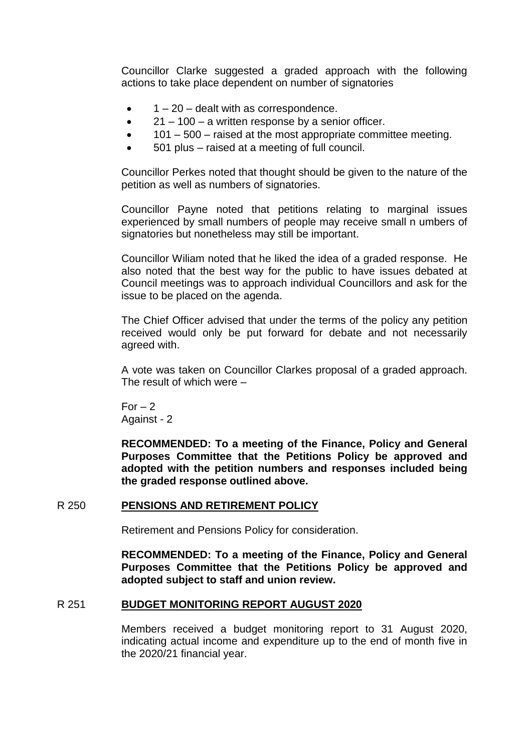Councillor Clarke suggested a graded approach with the following actions to take place dependent on number of signatories

- 1 – 20 – dealt with as correspondence.
- 21 – 100 – a written response by a senior officer.
- 101 – 500 – raised at the most appropriate committee meeting.
- 501 plus – raised at a meeting of full council.

Councillor Perkes noted that thought should be given to the nature of the petition as well as numbers of signatories.

Councillor Payne noted that petitions relating to marginal issues experienced by small numbers of people may receive small n umbers of signatories but nonetheless may still be important.

Councillor Wiliam noted that he liked the idea of a graded response. He also noted that the best way for the public to have issues debated at Council meetings was to approach individual Councillors and ask for the issue to be placed on the agenda.

The Chief Officer advised that under the terms of the policy any petition received would only be put forward for debate and not necessarily agreed with.

A vote was taken on Councillor Clarkes proposal of a graded approach. The result of which were –

For – 2
Against - 2

**RECOMMENDED: To a meeting of the Finance, Policy and General Purposes Committee that the Petitions Policy be approved and adopted with the petition numbers and responses included being the graded response outlined above.**

## R 250 PENSIONS AND RETIREMENT POLICY

Retirement and Pensions Policy for consideration.

**RECOMMENDED: To a meeting of the Finance, Policy and General Purposes Committee that the Petitions Policy be approved and adopted subject to staff and union review.**

## R 251 BUDGET MONITORING REPORT AUGUST 2020

Members received a budget monitoring report to 31 August 2020, indicating actual income and expenditure up to the end of month five in the 2020/21 financial year.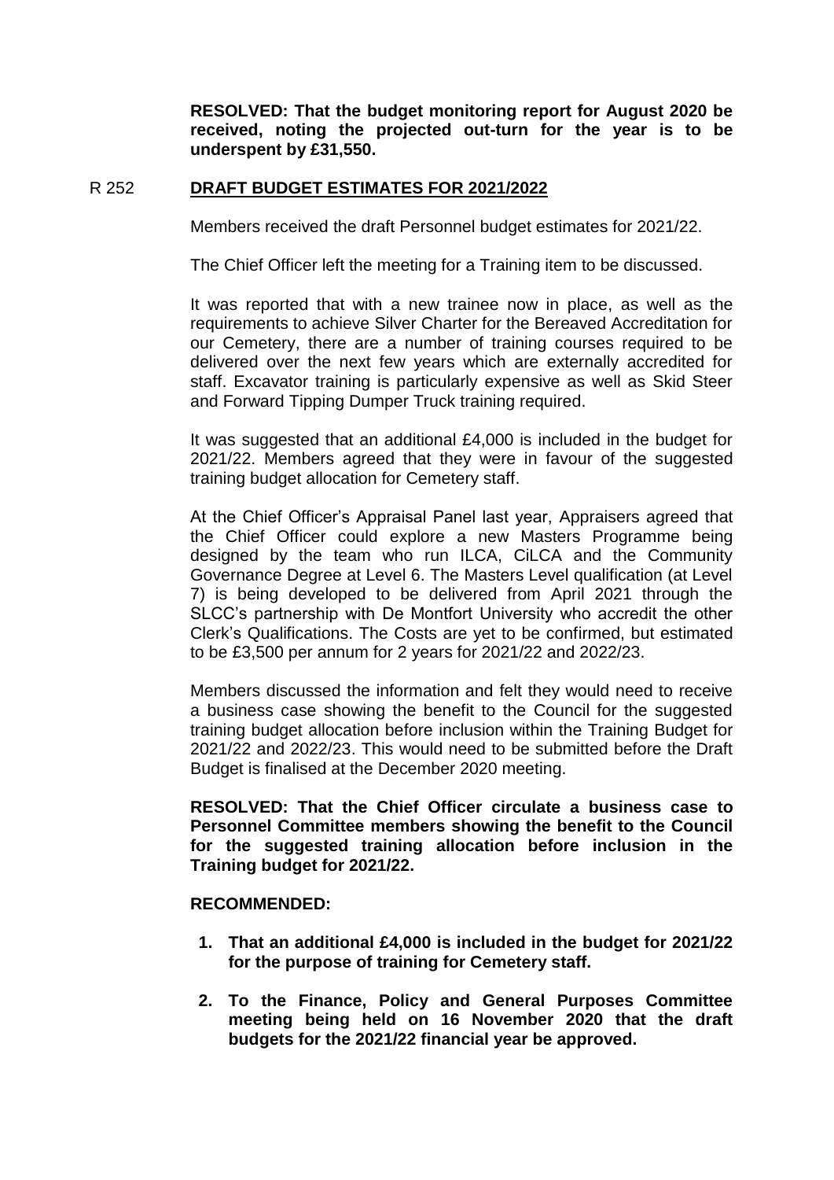**RESOLVED: That the budget monitoring report for August 2020 be received, noting the projected out-turn for the year is to be underspent by £31,550.**

R 252 **DRAFT BUDGET ESTIMATES FOR 2021/2022**

Members received the draft Personnel budget estimates for 2021/22.

The Chief Officer left the meeting for a Training item to be discussed.

It was reported that with a new trainee now in place, as well as the requirements to achieve Silver Charter for the Bereaved Accreditation for our Cemetery, there are a number of training courses required to be delivered over the next few years which are externally accredited for staff. Excavator training is particularly expensive as well as Skid Steer and Forward Tipping Dumper Truck training required.

It was suggested that an additional £4,000 is included in the budget for 2021/22. Members agreed that they were in favour of the suggested training budget allocation for Cemetery staff.

At the Chief Officer's Appraisal Panel last year, Appraisers agreed that the Chief Officer could explore a new Masters Programme being designed by the team who run ILCA, CiLCA and the Community Governance Degree at Level 6. The Masters Level qualification (at Level 7) is being developed to be delivered from April 2021 through the SLCC's partnership with De Montfort University who accredit the other Clerk's Qualifications. The Costs are yet to be confirmed, but estimated to be £3,500 per annum for 2 years for 2021/22 and 2022/23.

Members discussed the information and felt they would need to receive a business case showing the benefit to the Council for the suggested training budget allocation before inclusion within the Training Budget for 2021/22 and 2022/23. This would need to be submitted before the Draft Budget is finalised at the December 2020 meeting.

**RESOLVED: That the Chief Officer circulate a business case to Personnel Committee members showing the benefit to the Council for the suggested training allocation before inclusion in the Training budget for 2021/22.**

**RECOMMENDED:**

1. **That an additional £4,000 is included in the budget for 2021/22 for the purpose of training for Cemetery staff.**
2. **To the Finance, Policy and General Purposes Committee meeting being held on 16 November 2020 that the draft budgets for the 2021/22 financial year be approved.**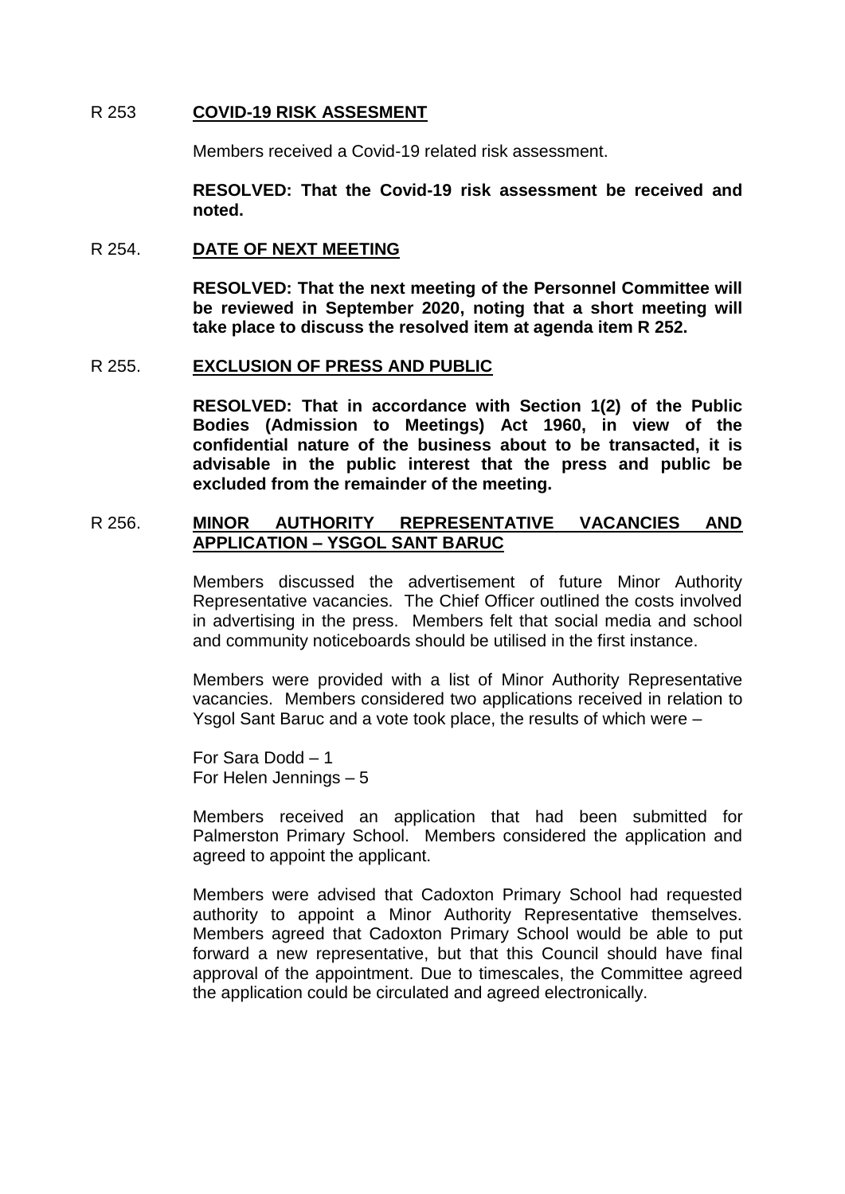R 253 **COVID-19 RISK ASSESMENT**

Members received a Covid-19 related risk assessment.

**RESOLVED: That the Covid-19 risk assessment be received and noted.**

R 254. **DATE OF NEXT MEETING**

**RESOLVED: That the next meeting of the Personnel Committee will be reviewed in September 2020, noting that a short meeting will take place to discuss the resolved item at agenda item R 252.**

R 255. **EXCLUSION OF PRESS AND PUBLIC**

**RESOLVED: That in accordance with Section 1(2) of the Public Bodies (Admission to Meetings) Act 1960, in view of the confidential nature of the business about to be transacted, it is advisable in the public interest that the press and public be excluded from the remainder of the meeting.**

R 256. **MINOR AUTHORITY REPRESENTATIVE VACANCIES AND APPLICATION – YSGOL SANT BARUC**

Members discussed the advertisement of future Minor Authority Representative vacancies. The Chief Officer outlined the costs involved in advertising in the press. Members felt that social media and school and community noticeboards should be utilised in the first instance.

Members were provided with a list of Minor Authority Representative vacancies. Members considered two applications received in relation to Ysgol Sant Baruc and a vote took place, the results of which were –

For Sara Dodd – 1
For Helen Jennings – 5

Members received an application that had been submitted for Palmerston Primary School. Members considered the application and agreed to appoint the applicant.

Members were advised that Cadoxton Primary School had requested authority to appoint a Minor Authority Representative themselves. Members agreed that Cadoxton Primary School would be able to put forward a new representative, but that this Council should have final approval of the appointment. Due to timescales, the Committee agreed the application could be circulated and agreed electronically.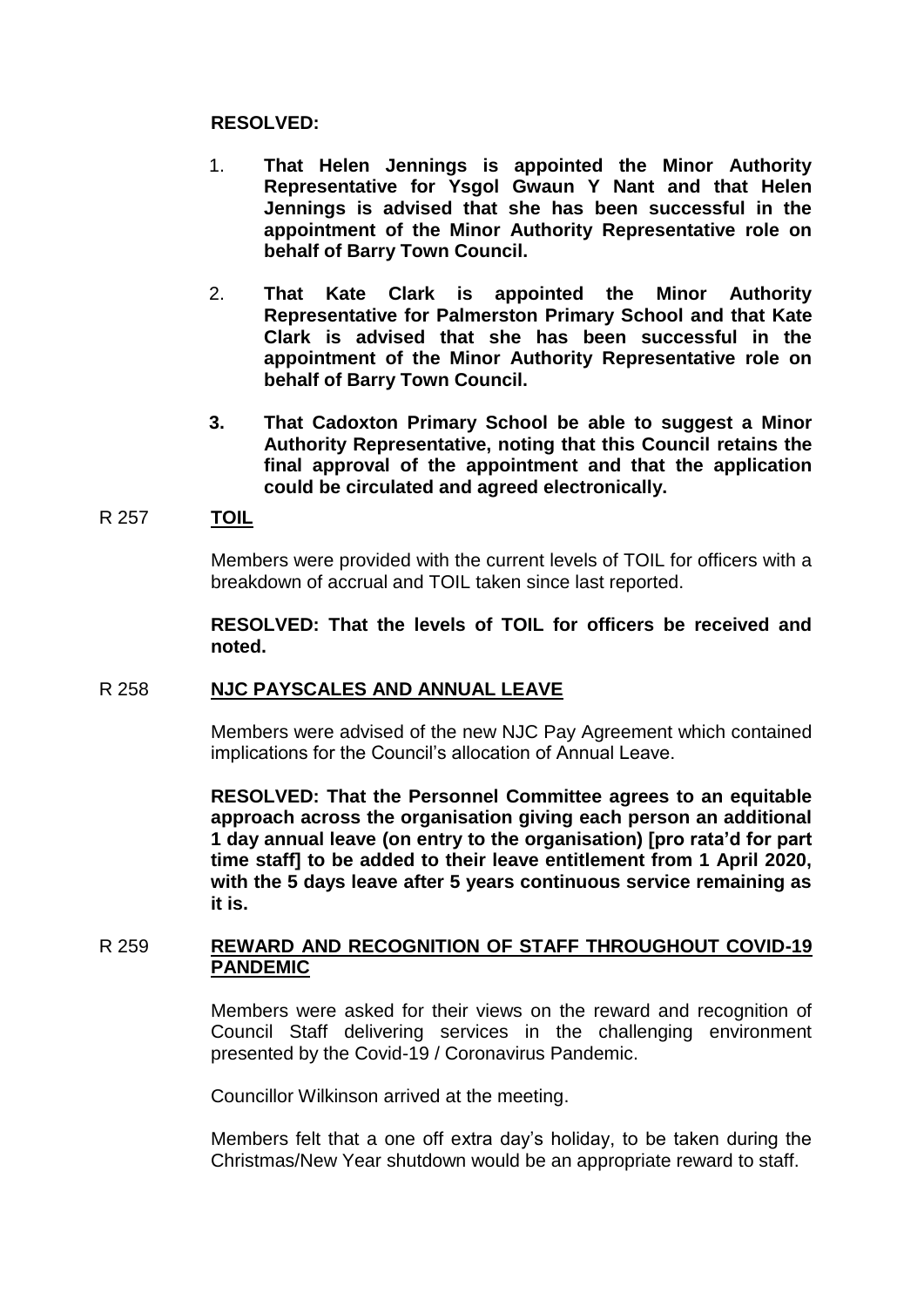**RESOLVED:**

1. **That Helen Jennings is appointed the Minor Authority Representative for Ysgol Gwaun Y Nant and that Helen Jennings is advised that she has been successful in the appointment of the Minor Authority Representative role on behalf of Barry Town Council.**

2. **That Kate Clark is appointed the Minor Authority Representative for Palmerston Primary School and that Kate Clark is advised that she has been successful in the appointment of the Minor Authority Representative role on behalf of Barry Town Council.**

3. **That Cadoxton Primary School be able to suggest a Minor Authority Representative, noting that this Council retains the final approval of the appointment and that the application could be circulated and agreed electronically.**

## R 257 TOIL

Members were provided with the current levels of TOIL for officers with a breakdown of accrual and TOIL taken since last reported.

**RESOLVED: That the levels of TOIL for officers be received and noted.**

## R 258 NJC PAYSCALES AND ANNUAL LEAVE

Members were advised of the new NJC Pay Agreement which contained implications for the Council's allocation of Annual Leave.

**RESOLVED: That the Personnel Committee agrees to an equitable approach across the organisation giving each person an additional 1 day annual leave (on entry to the organisation) [pro rata'd for part time staff] to be added to their leave entitlement from 1 April 2020, with the 5 days leave after 5 years continuous service remaining as it is.**

## R 259 REWARD AND RECOGNITION OF STAFF THROUGHOUT COVID-19 PANDEMIC

Members were asked for their views on the reward and recognition of Council Staff delivering services in the challenging environment presented by the Covid-19 / Coronavirus Pandemic.

Councillor Wilkinson arrived at the meeting.

Members felt that a one off extra day's holiday, to be taken during the Christmas/New Year shutdown would be an appropriate reward to staff.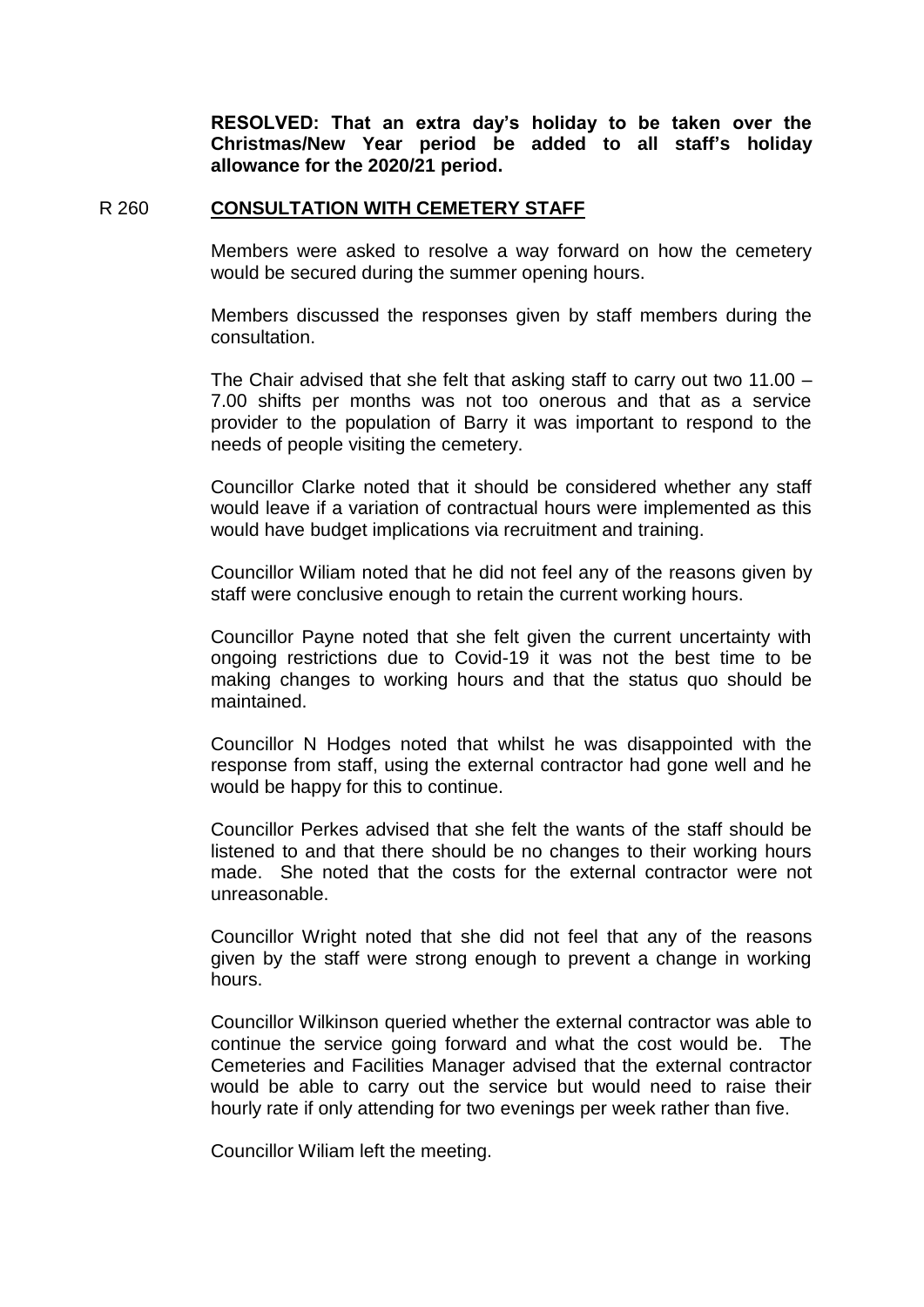**RESOLVED: That an extra day's holiday to be taken over the Christmas/New Year period be added to all staff's holiday allowance for the 2020/21 period.**

R 260 **CONSULTATION WITH CEMETERY STAFF**

Members were asked to resolve a way forward on how the cemetery would be secured during the summer opening hours.

Members discussed the responses given by staff members during the consultation.

The Chair advised that she felt that asking staff to carry out two 11.00 – 7.00 shifts per months was not too onerous and that as a service provider to the population of Barry it was important to respond to the needs of people visiting the cemetery.

Councillor Clarke noted that it should be considered whether any staff would leave if a variation of contractual hours were implemented as this would have budget implications via recruitment and training.

Councillor Wiliam noted that he did not feel any of the reasons given by staff were conclusive enough to retain the current working hours.

Councillor Payne noted that she felt given the current uncertainty with ongoing restrictions due to Covid-19 it was not the best time to be making changes to working hours and that the status quo should be maintained.

Councillor N Hodges noted that whilst he was disappointed with the response from staff, using the external contractor had gone well and he would be happy for this to continue.

Councillor Perkes advised that she felt the wants of the staff should be listened to and that there should be no changes to their working hours made. She noted that the costs for the external contractor were not unreasonable.

Councillor Wright noted that she did not feel that any of the reasons given by the staff were strong enough to prevent a change in working hours.

Councillor Wilkinson queried whether the external contractor was able to continue the service going forward and what the cost would be. The Cemeteries and Facilities Manager advised that the external contractor would be able to carry out the service but would need to raise their hourly rate if only attending for two evenings per week rather than five.

Councillor Wiliam left the meeting.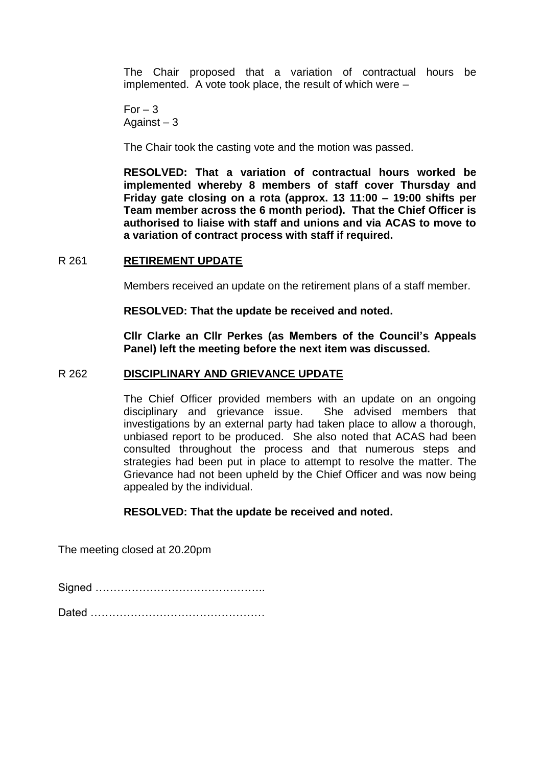The Chair proposed that a variation of contractual hours be implemented. A vote took place, the result of which were –

For – 3
Against – 3

The Chair took the casting vote and the motion was passed.

**RESOLVED: That a variation of contractual hours worked be implemented whereby 8 members of staff cover Thursday and Friday gate closing on a rota (approx. 13 11:00 – 19:00 shifts per Team member across the 6 month period). That the Chief Officer is authorised to liaise with staff and unions and via ACAS to move to a variation of contract process with staff if required.**

## R 261 RETIREMENT UPDATE

Members received an update on the retirement plans of a staff member.

**RESOLVED: That the update be received and noted.**

**Cllr Clarke an Cllr Perkes (as Members of the Council's Appeals Panel) left the meeting before the next item was discussed.**

## R 262 DISCIPLINARY AND GRIEVANCE UPDATE

The Chief Officer provided members with an update on an ongoing disciplinary and grievance issue. She advised members that investigations by an external party had taken place to allow a thorough, unbiased report to be produced. She also noted that ACAS had been consulted throughout the process and that numerous steps and strategies had been put in place to attempt to resolve the matter. The Grievance had not been upheld by the Chief Officer and was now being appealed by the individual.

**RESOLVED: That the update be received and noted.**

The meeting closed at 20.20pm

Signed ………………………………………..

Dated …………………………………………